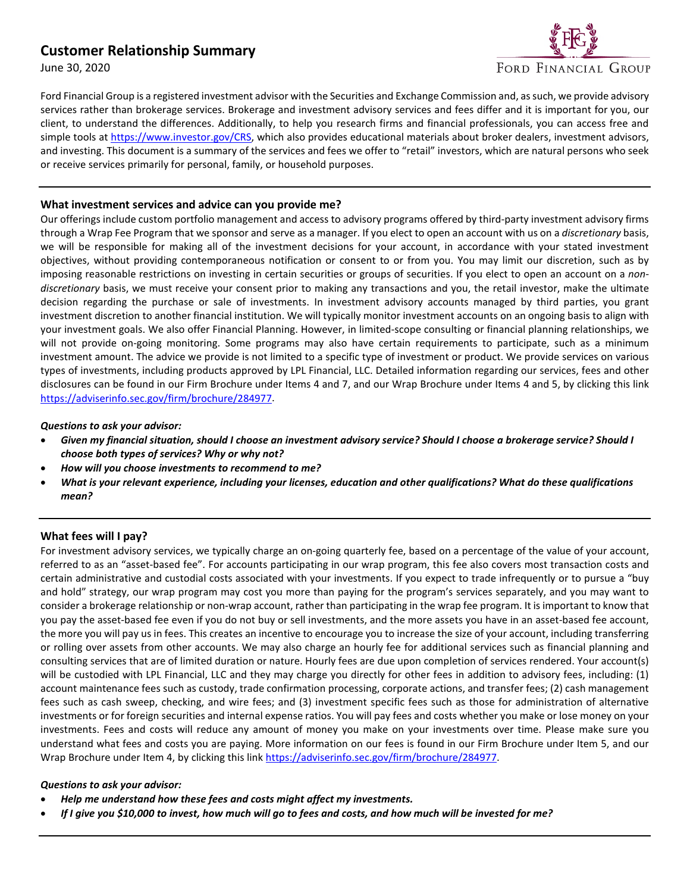# Customer Relationship Summary

June 30, 2020

Ford Financial Group

Ford Financial Group is a registered investment advisor with the Securities and Exchange Commission and, as such, we provide advisory services rather than brokerage services. Brokerage and investment advisory services and fees differ and it is important for you, our client, to understand the differences. Additionally, to help you research firms and financial professionals, you can access free and simple tools at https://www.investor.gov/CRS, which also provides educational materials about broker dealers, investment advisors, and investing. This document is a summary of the services and fees we offer to "retail" investors, which are natural persons who seek or receive services primarily for personal, family, or household purposes.

---

## What investment services and advice can you provide me?

Our offerings include custom portfolio management and access to advisory programs offered by third-party investment advisory firms through a Wrap Fee Program that we sponsor and serve as a manager. If you elect to open an account with us on a *discretionary* basis, we will be responsible for making all of the investment decisions for your account, in accordance with your stated investment objectives, without providing contemporaneous notification or consent to or from you. You may limit our discretion, such as by imposing reasonable restrictions on investing in certain securities or groups of securities. If you elect to open an account on a *non-discretionary* basis, we must receive your consent prior to making any transactions and you, the retail investor, make the ultimate decision regarding the purchase or sale of investments. In investment advisory accounts managed by third parties, you grant investment discretion to another financial institution. We will typically monitor investment accounts on an ongoing basis to align with your investment goals. We also offer Financial Planning. However, in limited-scope consulting or financial planning relationships, we will not provide on-going monitoring. Some programs may also have certain requirements to participate, such as a minimum investment amount. The advice we provide is not limited to a specific type of investment or product. We provide services on various types of investments, including products approved by LPL Financial, LLC. Detailed information regarding our services, fees and other disclosures can be found in our Firm Brochure under Items 4 and 7, and our Wrap Brochure under Items 4 and 5, by clicking this link https://adviserinfo.sec.gov/firm/brochure/284977.

***Questions to ask your advisor:***

- ***Given my financial situation, should I choose an investment advisory service? Should I choose a brokerage service? Should I choose both types of services? Why or why not?***
- ***How will you choose investments to recommend to me?***
- ***What is your relevant experience, including your licenses, education and other qualifications? What do these qualifications mean?***

---

## What fees will I pay?

For investment advisory services, we typically charge an on-going quarterly fee, based on a percentage of the value of your account, referred to as an "asset-based fee". For accounts participating in our wrap program, this fee also covers most transaction costs and certain administrative and custodial costs associated with your investments. If you expect to trade infrequently or to pursue a "buy and hold" strategy, our wrap program may cost you more than paying for the program's services separately, and you may want to consider a brokerage relationship or non-wrap account, rather than participating in the wrap fee program. It is important to know that you pay the asset-based fee even if you do not buy or sell investments, and the more assets you have in an asset-based fee account, the more you will pay us in fees. This creates an incentive to encourage you to increase the size of your account, including transferring or rolling over assets from other accounts. We may also charge an hourly fee for additional services such as financial planning and consulting services that are of limited duration or nature. Hourly fees are due upon completion of services rendered. Your account(s) will be custodied with LPL Financial, LLC and they may charge you directly for other fees in addition to advisory fees, including: (1) account maintenance fees such as custody, trade confirmation processing, corporate actions, and transfer fees; (2) cash management fees such as cash sweep, checking, and wire fees; and (3) investment specific fees such as those for administration of alternative investments or for foreign securities and internal expense ratios. You will pay fees and costs whether you make or lose money on your investments. Fees and costs will reduce any amount of money you make on your investments over time. Please make sure you understand what fees and costs you are paying. More information on our fees is found in our Firm Brochure under Item 5, and our Wrap Brochure under Item 4, by clicking this link https://adviserinfo.sec.gov/firm/brochure/284977.

***Questions to ask your advisor:***

- ***Help me understand how these fees and costs might affect my investments.***
- ***If I give you $10,000 to invest, how much will go to fees and costs, and how much will be invested for me?***

---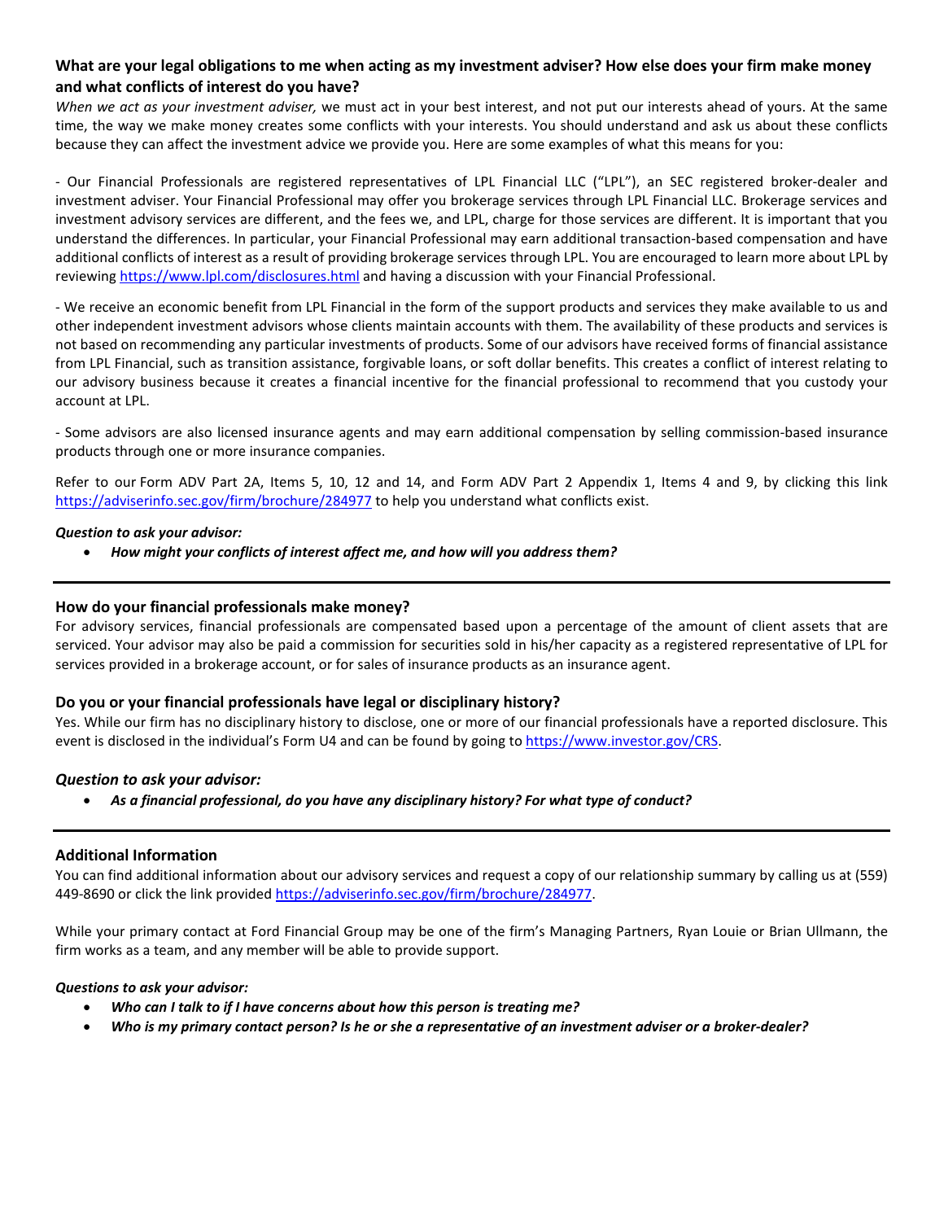### What are your legal obligations to me when acting as my investment adviser? How else does your firm make money and what conflicts of interest do you have?

*When we act as your investment adviser,* we must act in your best interest, and not put our interests ahead of yours. At the same time, the way we make money creates some conflicts with your interests. You should understand and ask us about these conflicts because they can affect the investment advice we provide you. Here are some examples of what this means for you:

- Our Financial Professionals are registered representatives of LPL Financial LLC ("LPL"), an SEC registered broker-dealer and investment adviser. Your Financial Professional may offer you brokerage services through LPL Financial LLC. Brokerage services and investment advisory services are different, and the fees we, and LPL, charge for those services are different. It is important that you understand the differences. In particular, your Financial Professional may earn additional transaction-based compensation and have additional conflicts of interest as a result of providing brokerage services through LPL. You are encouraged to learn more about LPL by reviewing https://www.lpl.com/disclosures.html and having a discussion with your Financial Professional.

- We receive an economic benefit from LPL Financial in the form of the support products and services they make available to us and other independent investment advisors whose clients maintain accounts with them. The availability of these products and services is not based on recommending any particular investments of products. Some of our advisors have received forms of financial assistance from LPL Financial, such as transition assistance, forgivable loans, or soft dollar benefits. This creates a conflict of interest relating to our advisory business because it creates a financial incentive for the financial professional to recommend that you custody your account at LPL.

- Some advisors are also licensed insurance agents and may earn additional compensation by selling commission-based insurance products through one or more insurance companies.

Refer to our Form ADV Part 2A, Items 5, 10, 12 and 14, and Form ADV Part 2 Appendix 1, Items 4 and 9, by clicking this link https://adviserinfo.sec.gov/firm/brochure/284977 to help you understand what conflicts exist.

***Question to ask your advisor:***

- ***How might your conflicts of interest affect me, and how will you address them?***

---

### How do your financial professionals make money?

For advisory services, financial professionals are compensated based upon a percentage of the amount of client assets that are serviced. Your advisor may also be paid a commission for securities sold in his/her capacity as a registered representative of LPL for services provided in a brokerage account, or for sales of insurance products as an insurance agent.

### Do you or your financial professionals have legal or disciplinary history?

Yes. While our firm has no disciplinary history to disclose, one or more of our financial professionals have a reported disclosure. This event is disclosed in the individual's Form U4 and can be found by going to https://www.investor.gov/CRS.

***Question to ask your advisor:***

- ***As a financial professional, do you have any disciplinary history? For what type of conduct?***

---

### Additional Information

You can find additional information about our advisory services and request a copy of our relationship summary by calling us at (559) 449-8690 or click the link provided https://adviserinfo.sec.gov/firm/brochure/284977.

While your primary contact at Ford Financial Group may be one of the firm's Managing Partners, Ryan Louie or Brian Ullmann, the firm works as a team, and any member will be able to provide support.

***Questions to ask your advisor:***

- ***Who can I talk to if I have concerns about how this person is treating me?***
- ***Who is my primary contact person? Is he or she a representative of an investment adviser or a broker-dealer?***